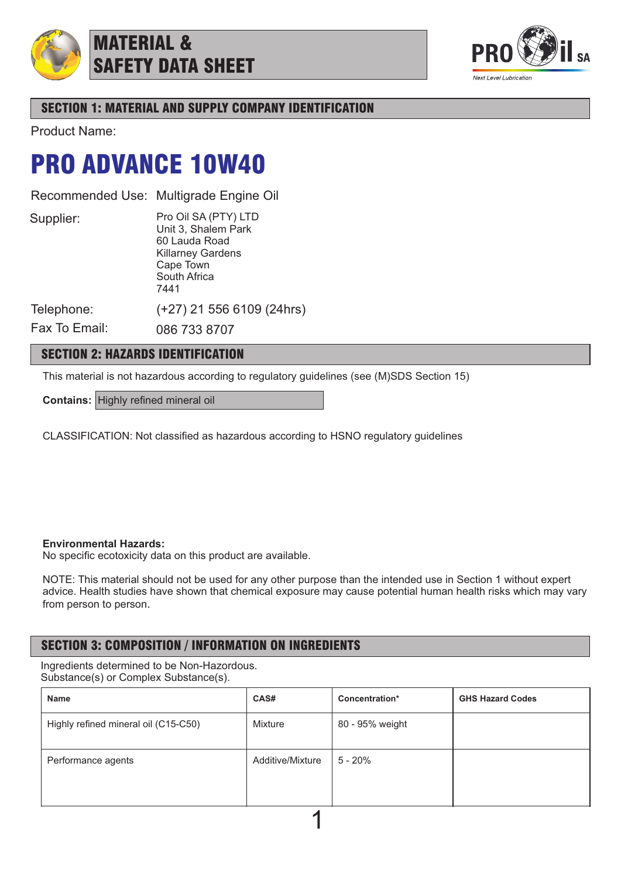# MATERIAL & SAFETY DATA SHEET

PRO il SA

*Next Level Lubrication*

## SECTION 1: MATERIAL AND SUPPLY COMPANY IDENTIFICATION

Product Name:

# PRO ADVANCE 10W40

Recommended Use: Multigrade Engine Oil

Supplier:
Pro Oil SA (PTY) LTD
Unit 3, Shalem Park
60 Lauda Road
Killarney Gardens
Cape Town
South Africa
7441

Telephone: (+27) 21 556 6109 (24hrs)

Fax To Email: 086 733 8707

## SECTION 2: HAZARDS IDENTIFICATION

This material is not hazardous according to regulatory guidelines (see (M)SDS Section 15)

**Contains:** Highly refined mineral oil

CLASSIFICATION: Not classified as hazardous according to HSNO regulatory guidelines

**Environmental Hazards:**
No specific ecotoxicity data on this product are available.

NOTE: This material should not be used for any other purpose than the intended use in Section 1 without expert advice. Health studies have shown that chemical exposure may cause potential human health risks which may vary from person to person.

## SECTION 3: COMPOSITION / INFORMATION ON INGREDIENTS

Ingredients determined to be Non-Hazordous.
Substance(s) or Complex Substance(s).

| Name | CAS# | Concentration* | GHS Hazard Codes |
|---|---|---|---|
| Highly refined mineral oil (C15-C50) | Mixture | 80 - 95% weight | |
| Performance agents | Additive/Mixture | 5 - 20% | |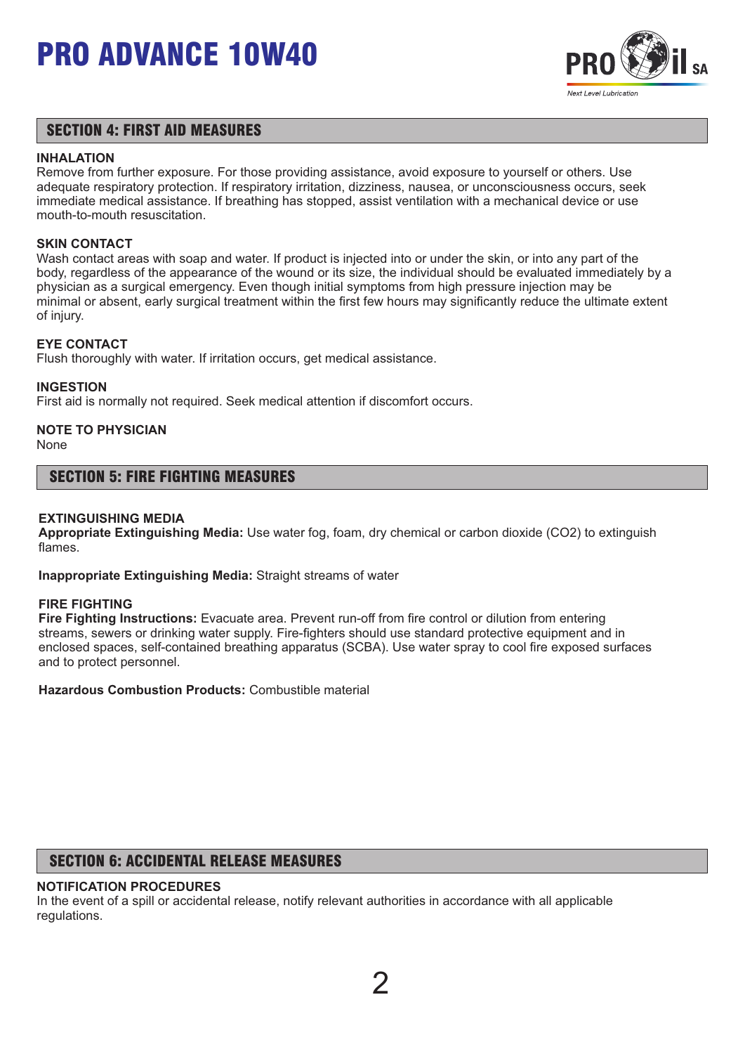# PRO ADVANCE 10W40

## SECTION 4: FIRST AID MEASURES

**INHALATION**
Remove from further exposure. For those providing assistance, avoid exposure to yourself or others. Use adequate respiratory protection. If respiratory irritation, dizziness, nausea, or unconsciousness occurs, seek immediate medical assistance. If breathing has stopped, assist ventilation with a mechanical device or use mouth-to-mouth resuscitation.

**SKIN CONTACT**
Wash contact areas with soap and water. If product is injected into or under the skin, or into any part of the body, regardless of the appearance of the wound or its size, the individual should be evaluated immediately by a physician as a surgical emergency. Even though initial symptoms from high pressure injection may be minimal or absent, early surgical treatment within the first few hours may significantly reduce the ultimate extent of injury.

**EYE CONTACT**
Flush thoroughly with water. If irritation occurs, get medical assistance.

**INGESTION**
First aid is normally not required. Seek medical attention if discomfort occurs.

**NOTE TO PHYSICIAN**
None

## SECTION 5: FIRE FIGHTING MEASURES

**EXTINGUISHING MEDIA**
**Appropriate Extinguishing Media:** Use water fog, foam, dry chemical or carbon dioxide ($CO_2$) to extinguish flames.

**Inappropriate Extinguishing Media:** Straight streams of water

**FIRE FIGHTING**
**Fire Fighting Instructions:** Evacuate area. Prevent run-off from fire control or dilution from entering streams, sewers or drinking water supply. Fire-fighters should use standard protective equipment and in enclosed spaces, self-contained breathing apparatus (SCBA). Use water spray to cool fire exposed surfaces and to protect personnel.

**Hazardous Combustion Products:** Combustible material

## SECTION 6: ACCIDENTAL RELEASE MEASURES

**NOTIFICATION PROCEDURES**
In the event of a spill or accidental release, notify relevant authorities in accordance with all applicable regulations.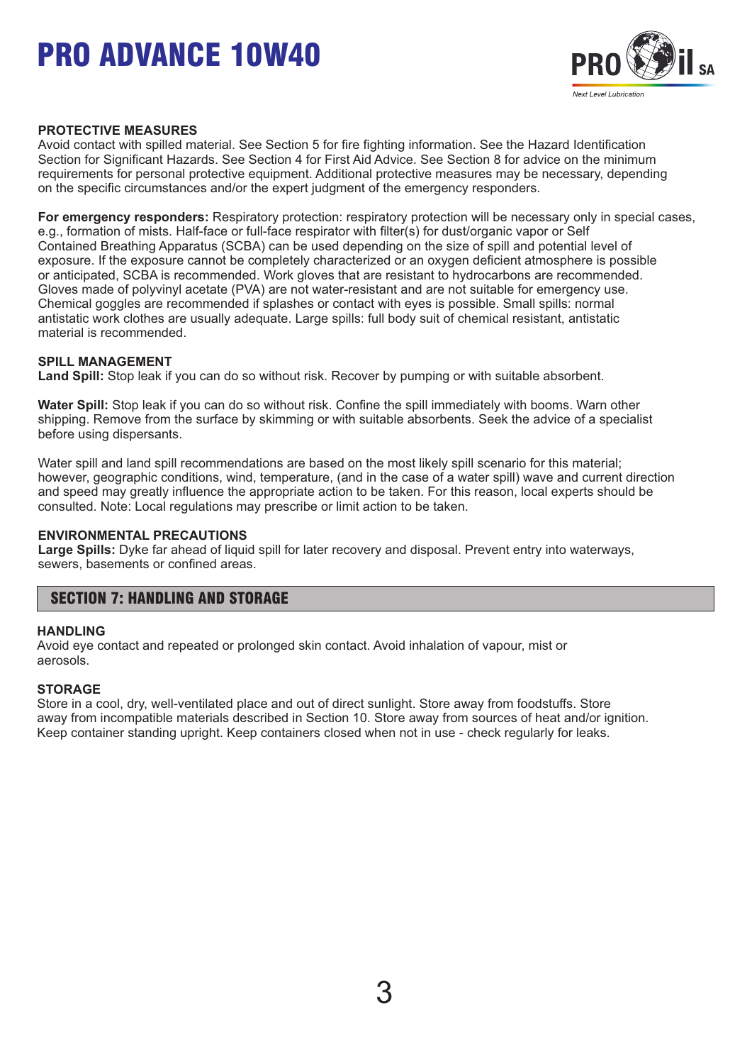### PROTECTIVE MEASURES

Avoid contact with spilled material. See Section 5 for fire fighting information. See the Hazard Identification Section for Significant Hazards. See Section 4 for First Aid Advice. See Section 8 for advice on the minimum requirements for personal protective equipment. Additional protective measures may be necessary, depending on the specific circumstances and/or the expert judgment of the emergency responders.

**For emergency responders:** Respiratory protection: respiratory protection will be necessary only in special cases, e.g., formation of mists. Half-face or full-face respirator with filter(s) for dust/organic vapor or Self Contained Breathing Apparatus (SCBA) can be used depending on the size of spill and potential level of exposure. If the exposure cannot be completely characterized or an oxygen deficient atmosphere is possible or anticipated, SCBA is recommended. Work gloves that are resistant to hydrocarbons are recommended. Gloves made of polyvinyl acetate (PVA) are not water-resistant and are not suitable for emergency use. Chemical goggles are recommended if splashes or contact with eyes is possible. Small spills: normal antistatic work clothes are usually adequate. Large spills: full body suit of chemical resistant, antistatic material is recommended.

### SPILL MANAGEMENT

**Land Spill:** Stop leak if you can do so without risk. Recover by pumping or with suitable absorbent.

**Water Spill:** Stop leak if you can do so without risk. Confine the spill immediately with booms. Warn other shipping. Remove from the surface by skimming or with suitable absorbents. Seek the advice of a specialist before using dispersants.

Water spill and land spill recommendations are based on the most likely spill scenario for this material; however, geographic conditions, wind, temperature, (and in the case of a water spill) wave and current direction and speed may greatly influence the appropriate action to be taken. For this reason, local experts should be consulted. Note: Local regulations may prescribe or limit action to be taken.

### ENVIRONMENTAL PRECAUTIONS

**Large Spills:** Dyke far ahead of liquid spill for later recovery and disposal. Prevent entry into waterways, sewers, basements or confined areas.

## SECTION 7: HANDLING AND STORAGE

### HANDLING

Avoid eye contact and repeated or prolonged skin contact. Avoid inhalation of vapour, mist or aerosols.

### STORAGE

Store in a cool, dry, well-ventilated place and out of direct sunlight. Store away from foodstuffs. Store away from incompatible materials described in Section 10. Store away from sources of heat and/or ignition. Keep container standing upright. Keep containers closed when not in use - check regularly for leaks.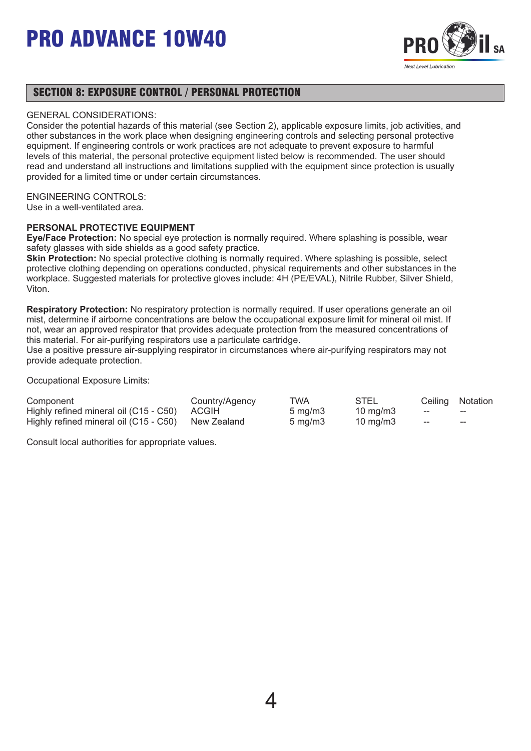## SECTION 8: EXPOSURE CONTROL / PERSONAL PROTECTION

GENERAL CONSIDERATIONS:
Consider the potential hazards of this material (see Section 2), applicable exposure limits, job activities, and other substances in the work place when designing engineering controls and selecting personal protective equipment. If engineering controls or work practices are not adequate to prevent exposure to harmful levels of this material, the personal protective equipment listed below is recommended. The user should read and understand all instructions and limitations supplied with the equipment since protection is usually provided for a limited time or under certain circumstances.

ENGINEERING CONTROLS:
Use in a well-ventilated area.

**PERSONAL PROTECTIVE EQUIPMENT**
**Eye/Face Protection:** No special eye protection is normally required. Where splashing is possible, wear safety glasses with side shields as a good safety practice.
**Skin Protection:** No special protective clothing is normally required. Where splashing is possible, select protective clothing depending on operations conducted, physical requirements and other substances in the workplace. Suggested materials for protective gloves include: 4H (PE/EVAL), Nitrile Rubber, Silver Shield, Viton.

**Respiratory Protection:** No respiratory protection is normally required. If user operations generate an oil mist, determine if airborne concentrations are below the occupational exposure limit for mineral oil mist. If not, wear an approved respirator that provides adequate protection from the measured concentrations of this material. For air-purifying respirators use a particulate cartridge.
Use a positive pressure air-supplying respirator in circumstances where air-purifying respirators may not provide adequate protection.

Occupational Exposure Limits:

| Component | Country/Agency | TWA | STEL | Ceiling | Notation |
|---|---|---|---|---|---|
| Highly refined mineral oil (C15 - C50) | ACGIH | 5 mg/m3 | 10 mg/m3 | -- | -- |
| Highly refined mineral oil (C15 - C50) | New Zealand | 5 mg/m3 | 10 mg/m3 | -- | -- |

Consult local authorities for appropriate values.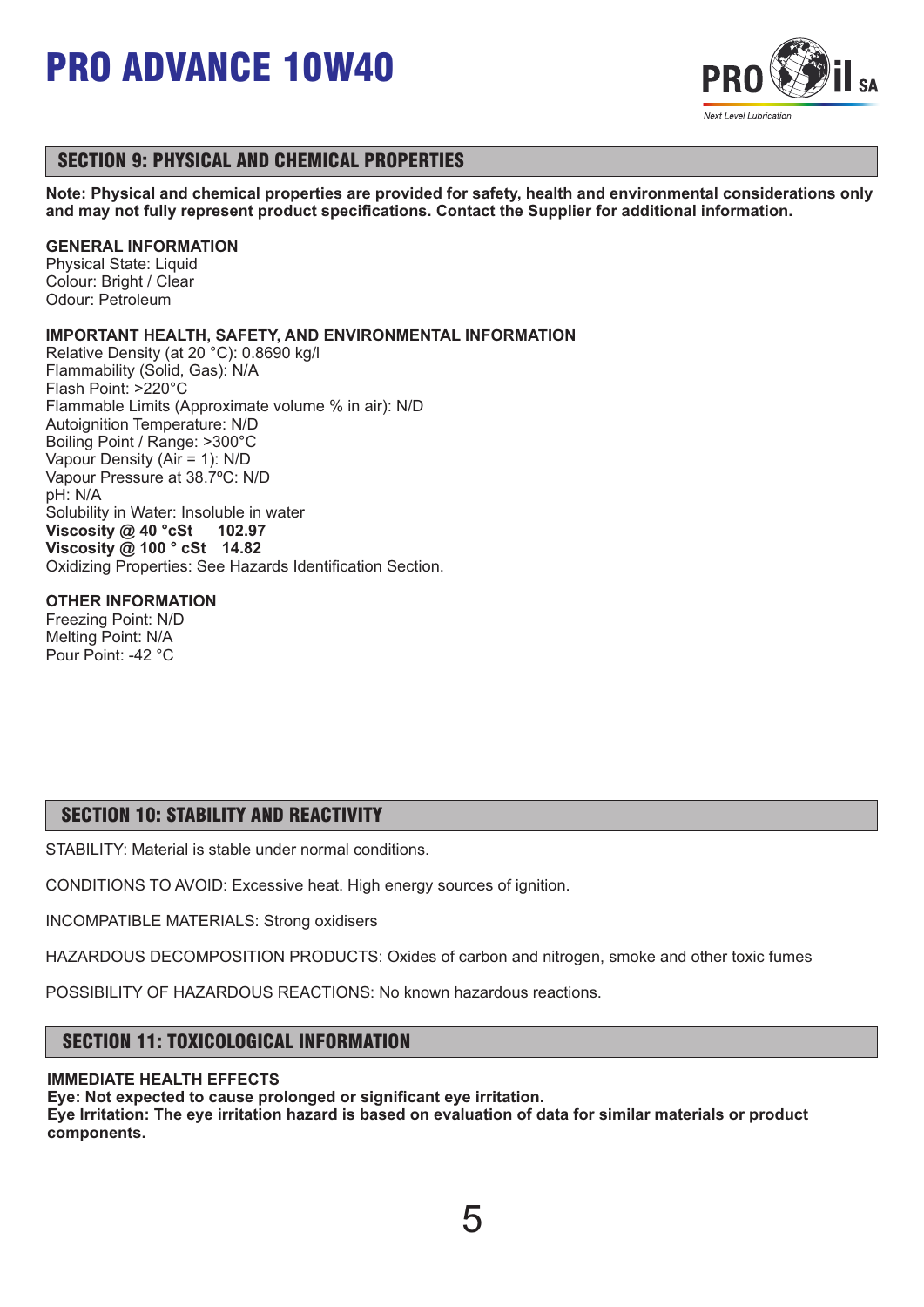# PRO ADVANCE 10W40

## SECTION 9: PHYSICAL AND CHEMICAL PROPERTIES

**Note: Physical and chemical properties are provided for safety, health and environmental considerations only and may not fully represent product specifications. Contact the Supplier for additional information.**

**GENERAL INFORMATION**
Physical State: Liquid
Colour: Bright / Clear
Odour: Petroleum

**IMPORTANT HEALTH, SAFETY, AND ENVIRONMENTAL INFORMATION**
Relative Density (at 20 °C): 0.8690 kg/l
Flammability (Solid, Gas): N/A
Flash Point: >220°C
Flammable Limits (Approximate volume % in air): N/D
Autoignition Temperature: N/D
Boiling Point / Range: >300°C
Vapour Density (Air = 1): N/D
Vapour Pressure at 38.7ºC: N/D
pH: N/A
Solubility in Water: Insoluble in water
**Viscosity @ 40 °cSt 102.97**
**Viscosity @ 100 ° cSt 14.82**
Oxidizing Properties: See Hazards Identification Section.

**OTHER INFORMATION**
Freezing Point: N/D
Melting Point: N/A
Pour Point: -42 °C

## SECTION 10: STABILITY AND REACTIVITY

STABILITY: Material is stable under normal conditions.

CONDITIONS TO AVOID: Excessive heat. High energy sources of ignition.

INCOMPATIBLE MATERIALS: Strong oxidisers

HAZARDOUS DECOMPOSITION PRODUCTS: Oxides of carbon and nitrogen, smoke and other toxic fumes

POSSIBILITY OF HAZARDOUS REACTIONS: No known hazardous reactions.

## SECTION 11: TOXICOLOGICAL INFORMATION

**IMMEDIATE HEALTH EFFECTS**
**Eye: Not expected to cause prolonged or significant eye irritation.**
**Eye Irritation: The eye irritation hazard is based on evaluation of data for similar materials or product components.**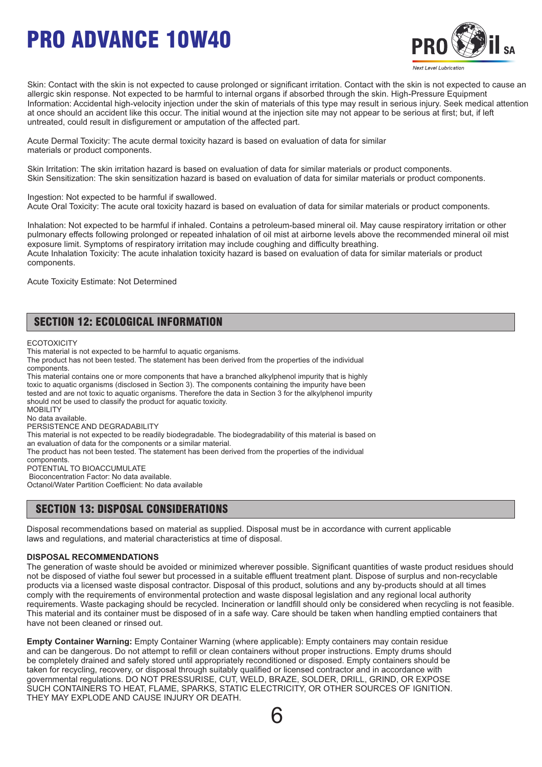Skin: Contact with the skin is not expected to cause prolonged or significant irritation. Contact with the skin is not expected to cause an allergic skin response. Not expected to be harmful to internal organs if absorbed through the skin. High-Pressure Equipment Information: Accidental high-velocity injection under the skin of materials of this type may result in serious injury. Seek medical attention at once should an accident like this occur. The initial wound at the injection site may not appear to be serious at first; but, if left untreated, could result in disfigurement or amputation of the affected part.

Acute Dermal Toxicity: The acute dermal toxicity hazard is based on evaluation of data for similar materials or product components.

Skin Irritation: The skin irritation hazard is based on evaluation of data for similar materials or product components.
Skin Sensitization: The skin sensitization hazard is based on evaluation of data for similar materials or product components.

Ingestion: Not expected to be harmful if swallowed.
Acute Oral Toxicity: The acute oral toxicity hazard is based on evaluation of data for similar materials or product components.

Inhalation: Not expected to be harmful if inhaled. Contains a petroleum-based mineral oil. May cause respiratory irritation or other pulmonary effects following prolonged or repeated inhalation of oil mist at airborne levels above the recommended mineral oil mist exposure limit. Symptoms of respiratory irritation may include coughing and difficulty breathing.
Acute Inhalation Toxicity: The acute inhalation toxicity hazard is based on evaluation of data for similar materials or product components.

Acute Toxicity Estimate: Not Determined

## SECTION 12: ECOLOGICAL INFORMATION

ECOTOXICITY
This material is not expected to be harmful to aquatic organisms.
The product has not been tested. The statement has been derived from the properties of the individual components.
This material contains one or more components that have a branched alkylphenol impurity that is highly toxic to aquatic organisms (disclosed in Section 3). The components containing the impurity have been tested and are not toxic to aquatic organisms. Therefore the data in Section 3 for the alkylphenol impurity should not be used to classify the product for aquatic toxicity.
MOBILITY
No data available.
PERSISTENCE AND DEGRADABILITY
This material is not expected to be readily biodegradable. The biodegradability of this material is based on an evaluation of data for the components or a similar material.
The product has not been tested. The statement has been derived from the properties of the individual components.
POTENTIAL TO BIOACCUMULATE
Bioconcentration Factor: No data available.
Octanol/Water Partition Coefficient: No data available

## SECTION 13: DISPOSAL CONSIDERATIONS

Disposal recommendations based on material as supplied. Disposal must be in accordance with current applicable laws and regulations, and material characteristics at time of disposal.

**DISPOSAL RECOMMENDATIONS**
The generation of waste should be avoided or minimized wherever possible. Significant quantities of waste product residues should not be disposed of viathe foul sewer but processed in a suitable effluent treatment plant. Dispose of surplus and non-recyclable products via a licensed waste disposal contractor. Disposal of this product, solutions and any by-products should at all times comply with the requirements of environmental protection and waste disposal legislation and any regional local authority requirements. Waste packaging should be recycled. Incineration or landfill should only be considered when recycling is not feasible. This material and its container must be disposed of in a safe way. Care should be taken when handling emptied containers that have not been cleaned or rinsed out.

**Empty Container Warning:** Empty Container Warning (where applicable): Empty containers may contain residue and can be dangerous. Do not attempt to refill or clean containers without proper instructions. Empty drums should be completely drained and safely stored until appropriately reconditioned or disposed. Empty containers should be taken for recycling, recovery, or disposal through suitably qualified or licensed contractor and in accordance with governmental regulations. DO NOT PRESSURISE, CUT, WELD, BRAZE, SOLDER, DRILL, GRIND, OR EXPOSE SUCH CONTAINERS TO HEAT, FLAME, SPARKS, STATIC ELECTRICITY, OR OTHER SOURCES OF IGNITION. THEY MAY EXPLODE AND CAUSE INJURY OR DEATH.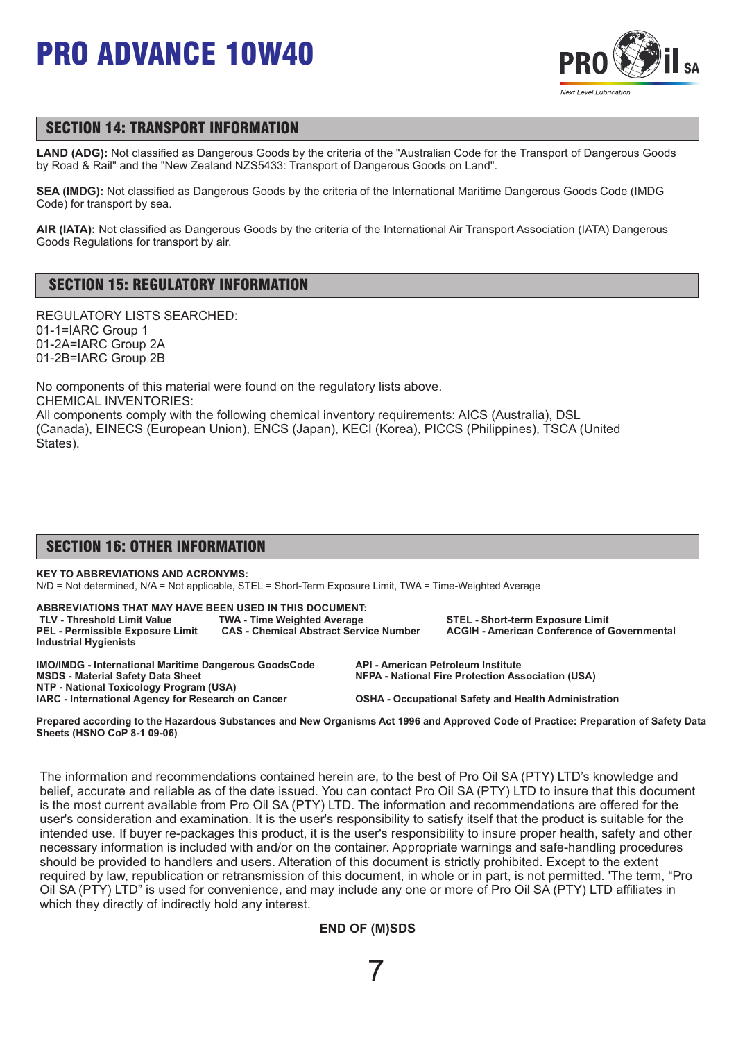# PRO ADVANCE 10W40

## SECTION 14: TRANSPORT INFORMATION

**LAND (ADG):** Not classified as Dangerous Goods by the criteria of the "Australian Code for the Transport of Dangerous Goods by Road & Rail" and the "New Zealand NZS5433: Transport of Dangerous Goods on Land".

**SEA (IMDG):** Not classified as Dangerous Goods by the criteria of the International Maritime Dangerous Goods Code (IMDG Code) for transport by sea.

**AIR (IATA):** Not classified as Dangerous Goods by the criteria of the International Air Transport Association (IATA) Dangerous Goods Regulations for transport by air.

## SECTION 15: REGULATORY INFORMATION

REGULATORY LISTS SEARCHED:
01-1=IARC Group 1
01-2A=IARC Group 2A
01-2B=IARC Group 2B

No components of this material were found on the regulatory lists above.
CHEMICAL INVENTORIES:
All components comply with the following chemical inventory requirements: AICS (Australia), DSL (Canada), EINECS (European Union), ENCS (Japan), KECI (Korea), PICCS (Philippines), TSCA (United States).

## SECTION 16: OTHER INFORMATION

**KEY TO ABBREVIATIONS AND ACRONYMS:**
N/D = Not determined, N/A = Not applicable, STEL = Short-Term Exposure Limit, TWA = Time-Weighted Average

**ABBREVIATIONS THAT MAY HAVE BEEN USED IN THIS DOCUMENT:**
**TLV - Threshold Limit Value**
**TWA - Time Weighted Average**
**STEL - Short-term Exposure Limit**
**PEL - Permissible Exposure Limit**
**CAS - Chemical Abstract Service Number**
**ACGIH - American Conference of Governmental Industrial Hygienists**

**IMO/IMDG - International Maritime Dangerous GoodsCode**
**API - American Petroleum Institute**
**MSDS - Material Safety Data Sheet**
**NFPA - National Fire Protection Association (USA)**
**NTP - National Toxicology Program (USA)**
**IARC - International Agency for Research on Cancer**
**OSHA - Occupational Safety and Health Administration**

**Prepared according to the Hazardous Substances and New Organisms Act 1996 and Approved Code of Practice: Preparation of Safety Data Sheets (HSNO CoP 8-1 09-06)**

The information and recommendations contained herein are, to the best of Pro Oil SA (PTY) LTD's knowledge and belief, accurate and reliable as of the date issued. You can contact Pro Oil SA (PTY) LTD to insure that this document is the most current available from Pro Oil SA (PTY) LTD. The information and recommendations are offered for the user's consideration and examination. It is the user's responsibility to satisfy itself that the product is suitable for the intended use. If buyer re-packages this product, it is the user's responsibility to insure proper health, safety and other necessary information is included with and/or on the container. Appropriate warnings and safe-handling procedures should be provided to handlers and users. Alteration of this document is strictly prohibited. Except to the extent required by law, republication or retransmission of this document, in whole or in part, is not permitted. 'The term, "Pro Oil SA (PTY) LTD" is used for convenience, and may include any one or more of Pro Oil SA (PTY) LTD affiliates in which they directly of indirectly hold any interest.

**END OF (M)SDS**